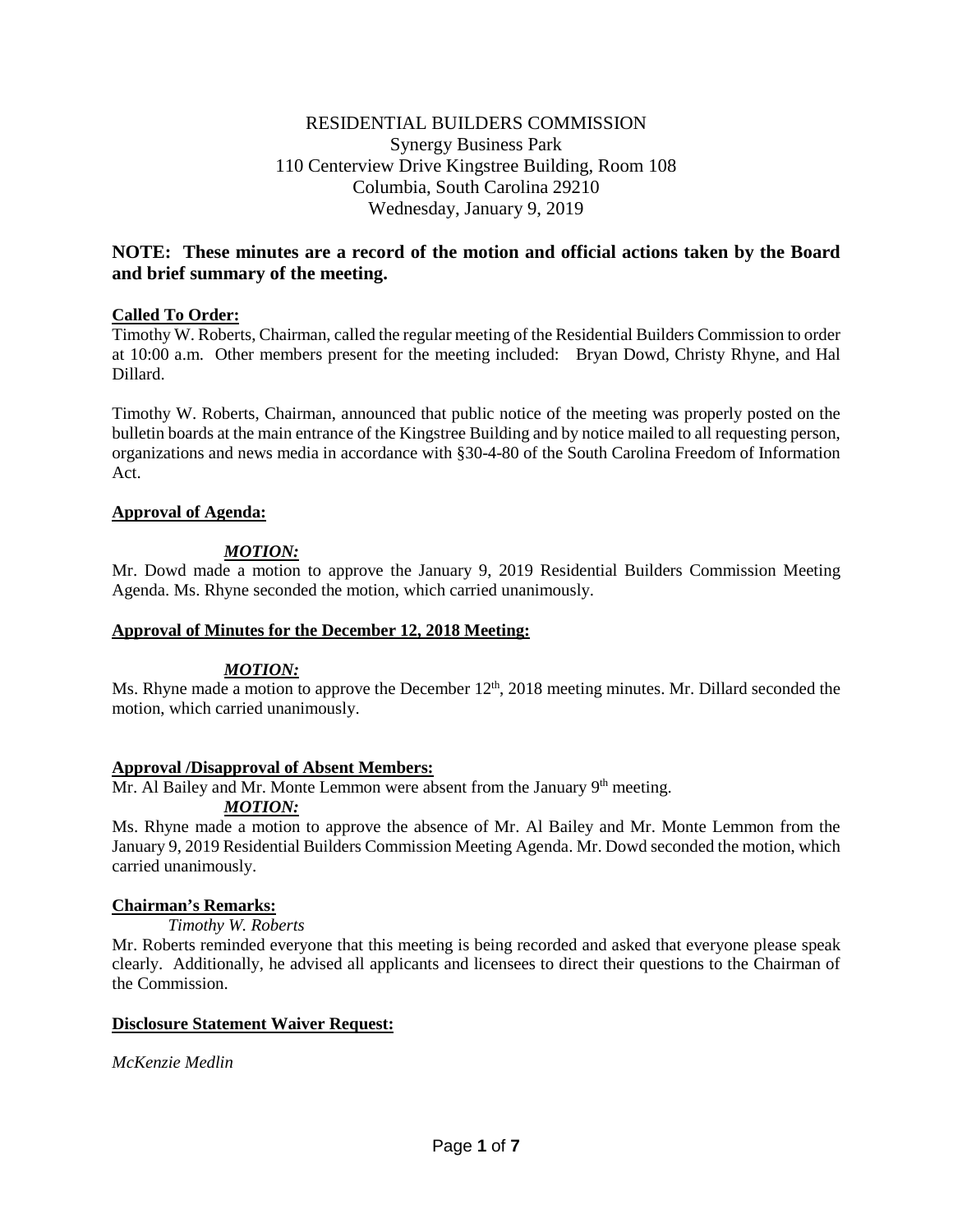RESIDENTIAL BUILDERS COMMISSION
Synergy Business Park
110 Centerview Drive Kingstree Building, Room 108
Columbia, South Carolina 29210
Wednesday, January 9, 2019

**NOTE: These minutes are a record of the motion and official actions taken by the Board and brief summary of the meeting.**

**Called To Order:**

Timothy W. Roberts, Chairman, called the regular meeting of the Residential Builders Commission to order at 10:00 a.m. Other members present for the meeting included: Bryan Dowd, Christy Rhyne, and Hal Dillard.

Timothy W. Roberts, Chairman, announced that public notice of the meeting was properly posted on the bulletin boards at the main entrance of the Kingstree Building and by notice mailed to all requesting person, organizations and news media in accordance with §30-4-80 of the South Carolina Freedom of Information Act.

**Approval of Agenda:**

***MOTION:***

Mr. Dowd made a motion to approve the January 9, 2019 Residential Builders Commission Meeting Agenda. Ms. Rhyne seconded the motion, which carried unanimously.

**Approval of Minutes for the December 12, 2018 Meeting:**

***MOTION:***

Ms. Rhyne made a motion to approve the December 12th, 2018 meeting minutes. Mr. Dillard seconded the motion, which carried unanimously.

**Approval /Disapproval of Absent Members:**

Mr. Al Bailey and Mr. Monte Lemmon were absent from the January 9th meeting.

***MOTION:***

Ms. Rhyne made a motion to approve the absence of Mr. Al Bailey and Mr. Monte Lemmon from the January 9, 2019 Residential Builders Commission Meeting Agenda. Mr. Dowd seconded the motion, which carried unanimously.

**Chairman's Remarks:**

*Timothy W. Roberts*

Mr. Roberts reminded everyone that this meeting is being recorded and asked that everyone please speak clearly. Additionally, he advised all applicants and licensees to direct their questions to the Chairman of the Commission.

**Disclosure Statement Waiver Request:**

*McKenzie Medlin*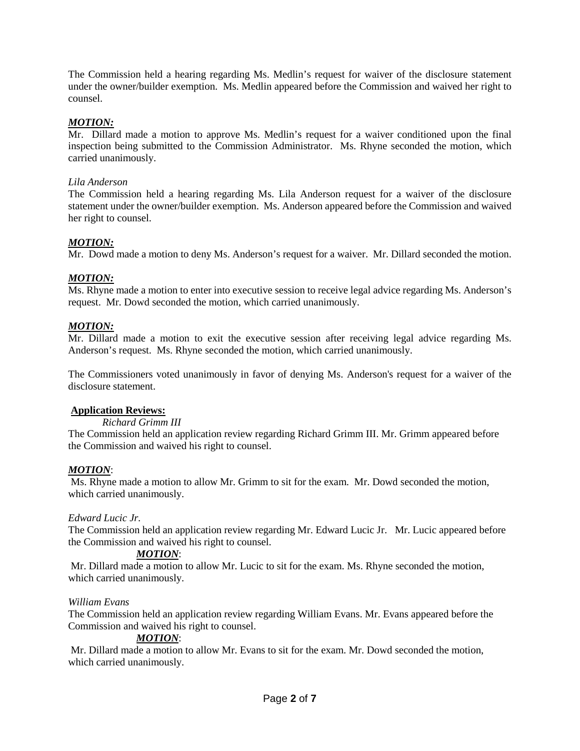The Commission held a hearing regarding Ms. Medlin's request for waiver of the disclosure statement under the owner/builder exemption. Ms. Medlin appeared before the Commission and waived her right to counsel.

***MOTION:***
Mr. Dillard made a motion to approve Ms. Medlin's request for a waiver conditioned upon the final inspection being submitted to the Commission Administrator. Ms. Rhyne seconded the motion, which carried unanimously.

*Lila Anderson*
The Commission held a hearing regarding Ms. Lila Anderson request for a waiver of the disclosure statement under the owner/builder exemption. Ms. Anderson appeared before the Commission and waived her right to counsel.

***MOTION:***
Mr. Dowd made a motion to deny Ms. Anderson's request for a waiver. Mr. Dillard seconded the motion.

***MOTION:***
Ms. Rhyne made a motion to enter into executive session to receive legal advice regarding Ms. Anderson's request. Mr. Dowd seconded the motion, which carried unanimously.

***MOTION:***
Mr. Dillard made a motion to exit the executive session after receiving legal advice regarding Ms. Anderson's request. Ms. Rhyne seconded the motion, which carried unanimously.

The Commissioners voted unanimously in favor of denying Ms. Anderson's request for a waiver of the disclosure statement.

**Application Reviews:**

*Richard Grimm III*
The Commission held an application review regarding Richard Grimm III. Mr. Grimm appeared before the Commission and waived his right to counsel.

***MOTION***:
Ms. Rhyne made a motion to allow Mr. Grimm to sit for the exam. Mr. Dowd seconded the motion, which carried unanimously.

*Edward Lucic Jr.*
The Commission held an application review regarding Mr. Edward Lucic Jr. Mr. Lucic appeared before the Commission and waived his right to counsel.

***MOTION***:
Mr. Dillard made a motion to allow Mr. Lucic to sit for the exam. Ms. Rhyne seconded the motion, which carried unanimously.

*William Evans*
The Commission held an application review regarding William Evans. Mr. Evans appeared before the Commission and waived his right to counsel.

***MOTION***:
Mr. Dillard made a motion to allow Mr. Evans to sit for the exam. Mr. Dowd seconded the motion, which carried unanimously.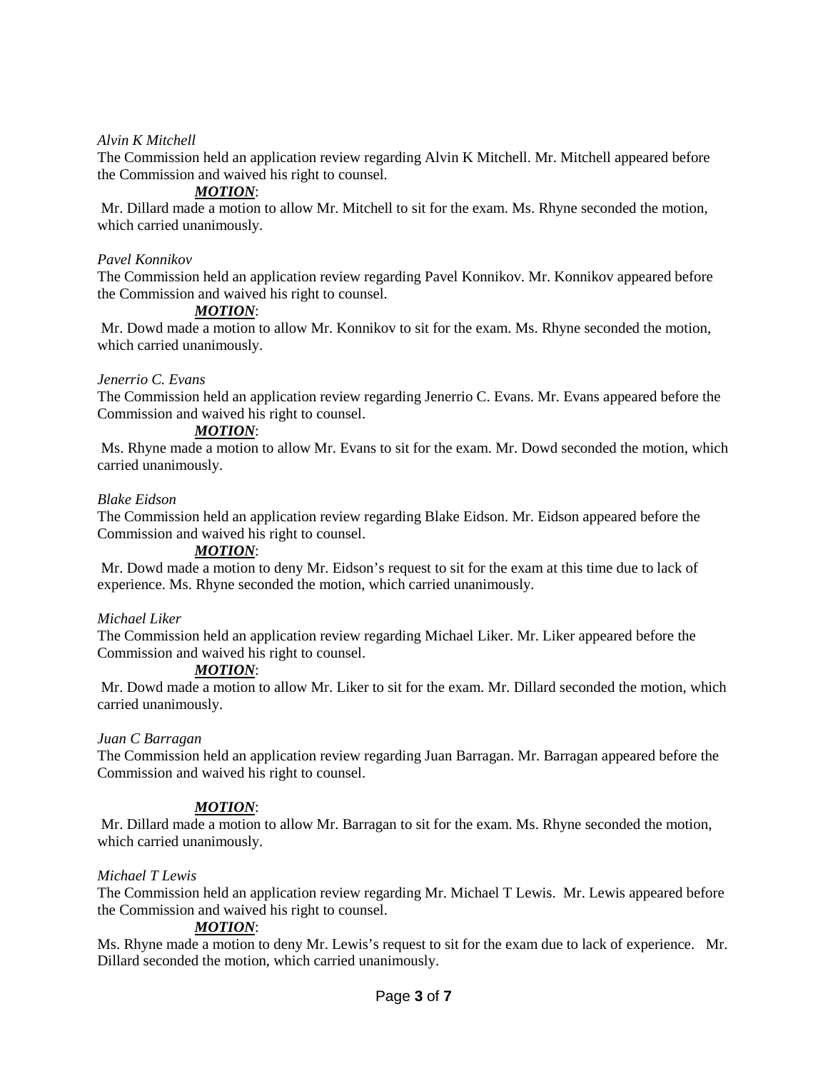*Alvin K Mitchell*

The Commission held an application review regarding Alvin K Mitchell. Mr. Mitchell appeared before the Commission and waived his right to counsel.

***MOTION***:

Mr. Dillard made a motion to allow Mr. Mitchell to sit for the exam. Ms. Rhyne seconded the motion, which carried unanimously.

*Pavel Konnikov*

The Commission held an application review regarding Pavel Konnikov. Mr. Konnikov appeared before the Commission and waived his right to counsel.

***MOTION***:

Mr. Dowd made a motion to allow Mr. Konnikov to sit for the exam. Ms. Rhyne seconded the motion, which carried unanimously.

*Jenerrio C. Evans*

The Commission held an application review regarding Jenerrio C. Evans. Mr. Evans appeared before the Commission and waived his right to counsel.

***MOTION***:

Ms. Rhyne made a motion to allow Mr. Evans to sit for the exam. Mr. Dowd seconded the motion, which carried unanimously.

*Blake Eidson*

The Commission held an application review regarding Blake Eidson. Mr. Eidson appeared before the Commission and waived his right to counsel.

***MOTION***:

Mr. Dowd made a motion to deny Mr. Eidson's request to sit for the exam at this time due to lack of experience. Ms. Rhyne seconded the motion, which carried unanimously.

*Michael Liker*

The Commission held an application review regarding Michael Liker. Mr. Liker appeared before the Commission and waived his right to counsel.

***MOTION***:

Mr. Dowd made a motion to allow Mr. Liker to sit for the exam. Mr. Dillard seconded the motion, which carried unanimously.

*Juan C Barragan*

The Commission held an application review regarding Juan Barragan. Mr. Barragan appeared before the Commission and waived his right to counsel.

***MOTION***:

Mr. Dillard made a motion to allow Mr. Barragan to sit for the exam. Ms. Rhyne seconded the motion, which carried unanimously.

*Michael T Lewis*

The Commission held an application review regarding Mr. Michael T Lewis. Mr. Lewis appeared before the Commission and waived his right to counsel.

***MOTION***:

Ms. Rhyne made a motion to deny Mr. Lewis's request to sit for the exam due to lack of experience. Mr. Dillard seconded the motion, which carried unanimously.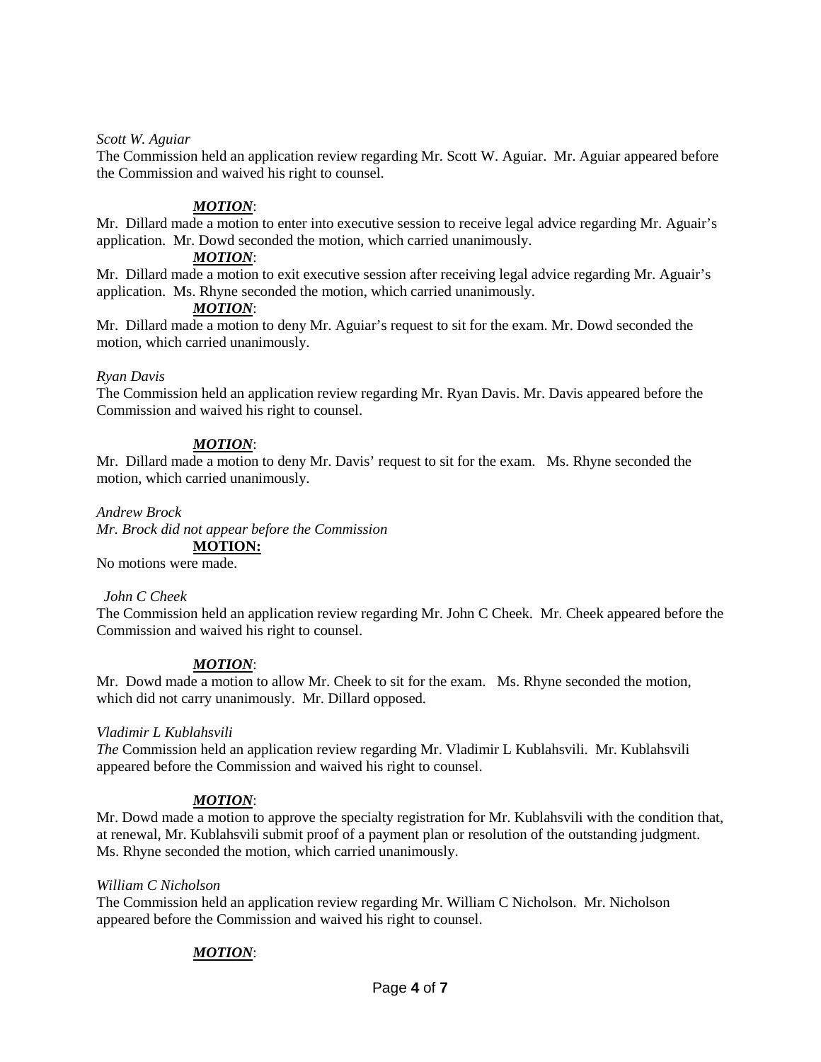*Scott W. Aguiar*

The Commission held an application review regarding Mr. Scott W. Aguiar. Mr. Aguiar appeared before the Commission and waived his right to counsel.

***MOTION***:

Mr. Dillard made a motion to enter into executive session to receive legal advice regarding Mr. Aguair's application. Mr. Dowd seconded the motion, which carried unanimously.

***MOTION***:

Mr. Dillard made a motion to exit executive session after receiving legal advice regarding Mr. Aguair's application. Ms. Rhyne seconded the motion, which carried unanimously.

***MOTION***:

Mr. Dillard made a motion to deny Mr. Aguiar's request to sit for the exam. Mr. Dowd seconded the motion, which carried unanimously.

*Ryan Davis*

The Commission held an application review regarding Mr. Ryan Davis. Mr. Davis appeared before the Commission and waived his right to counsel.

***MOTION***:

Mr. Dillard made a motion to deny Mr. Davis' request to sit for the exam. Ms. Rhyne seconded the motion, which carried unanimously.

*Andrew Brock*

*Mr. Brock did not appear before the Commission*

**MOTION:**

No motions were made.

*John C Cheek*

The Commission held an application review regarding Mr. John C Cheek. Mr. Cheek appeared before the Commission and waived his right to counsel.

***MOTION***:

Mr. Dowd made a motion to allow Mr. Cheek to sit for the exam. Ms. Rhyne seconded the motion, which did not carry unanimously. Mr. Dillard opposed.

*Vladimir L Kublahsvili*

*The* Commission held an application review regarding Mr. Vladimir L Kublahsvili. Mr. Kublahsvili appeared before the Commission and waived his right to counsel.

***MOTION***:

Mr. Dowd made a motion to approve the specialty registration for Mr. Kublahsvili with the condition that, at renewal, Mr. Kublahsvili submit proof of a payment plan or resolution of the outstanding judgment. Ms. Rhyne seconded the motion, which carried unanimously.

*William C Nicholson*

The Commission held an application review regarding Mr. William C Nicholson. Mr. Nicholson appeared before the Commission and waived his right to counsel.

***MOTION***: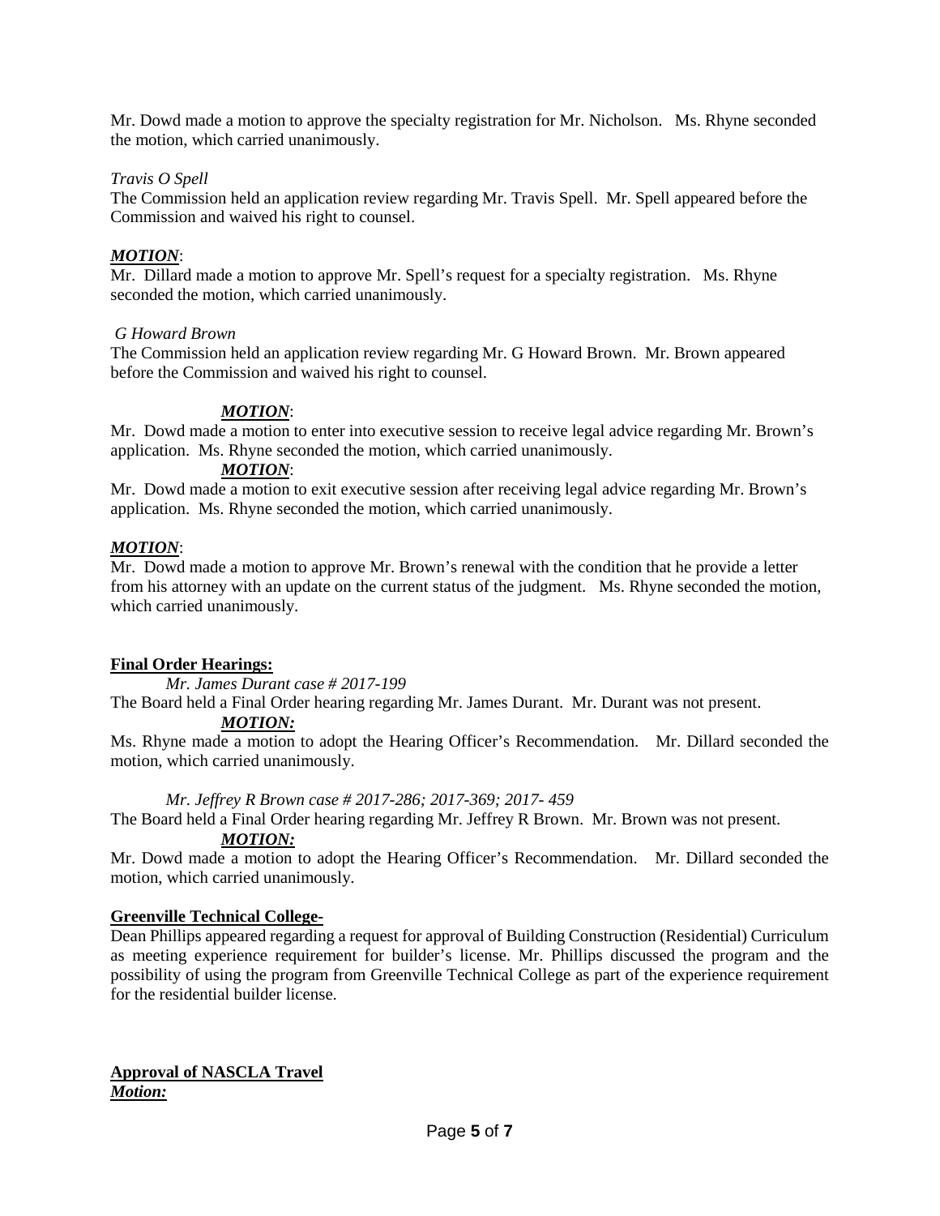Mr. Dowd made a motion to approve the specialty registration for Mr. Nicholson. Ms. Rhyne seconded the motion, which carried unanimously.

*Travis O Spell*

The Commission held an application review regarding Mr. Travis Spell. Mr. Spell appeared before the Commission and waived his right to counsel.

***MOTION***:

Mr. Dillard made a motion to approve Mr. Spell's request for a specialty registration. Ms. Rhyne seconded the motion, which carried unanimously.

*G Howard Brown*

The Commission held an application review regarding Mr. G Howard Brown. Mr. Brown appeared before the Commission and waived his right to counsel.

***MOTION***:

Mr. Dowd made a motion to enter into executive session to receive legal advice regarding Mr. Brown's application. Ms. Rhyne seconded the motion, which carried unanimously.

***MOTION***:

Mr. Dowd made a motion to exit executive session after receiving legal advice regarding Mr. Brown's application. Ms. Rhyne seconded the motion, which carried unanimously.

***MOTION***:

Mr. Dowd made a motion to approve Mr. Brown's renewal with the condition that he provide a letter from his attorney with an update on the current status of the judgment. Ms. Rhyne seconded the motion, which carried unanimously.

**Final Order Hearings:**

*Mr. James Durant case # 2017-199*

The Board held a Final Order hearing regarding Mr. James Durant. Mr. Durant was not present.

***MOTION:***

Ms. Rhyne made a motion to adopt the Hearing Officer's Recommendation. Mr. Dillard seconded the motion, which carried unanimously.

*Mr. Jeffrey R Brown case # 2017-286; 2017-369; 2017- 459*

The Board held a Final Order hearing regarding Mr. Jeffrey R Brown. Mr. Brown was not present.

***MOTION:***

Mr. Dowd made a motion to adopt the Hearing Officer's Recommendation. Mr. Dillard seconded the motion, which carried unanimously.

**Greenville Technical College-**

Dean Phillips appeared regarding a request for approval of Building Construction (Residential) Curriculum as meeting experience requirement for builder's license. Mr. Phillips discussed the program and the possibility of using the program from Greenville Technical College as part of the experience requirement for the residential builder license.

**Approval of NASCLA Travel**

***Motion:***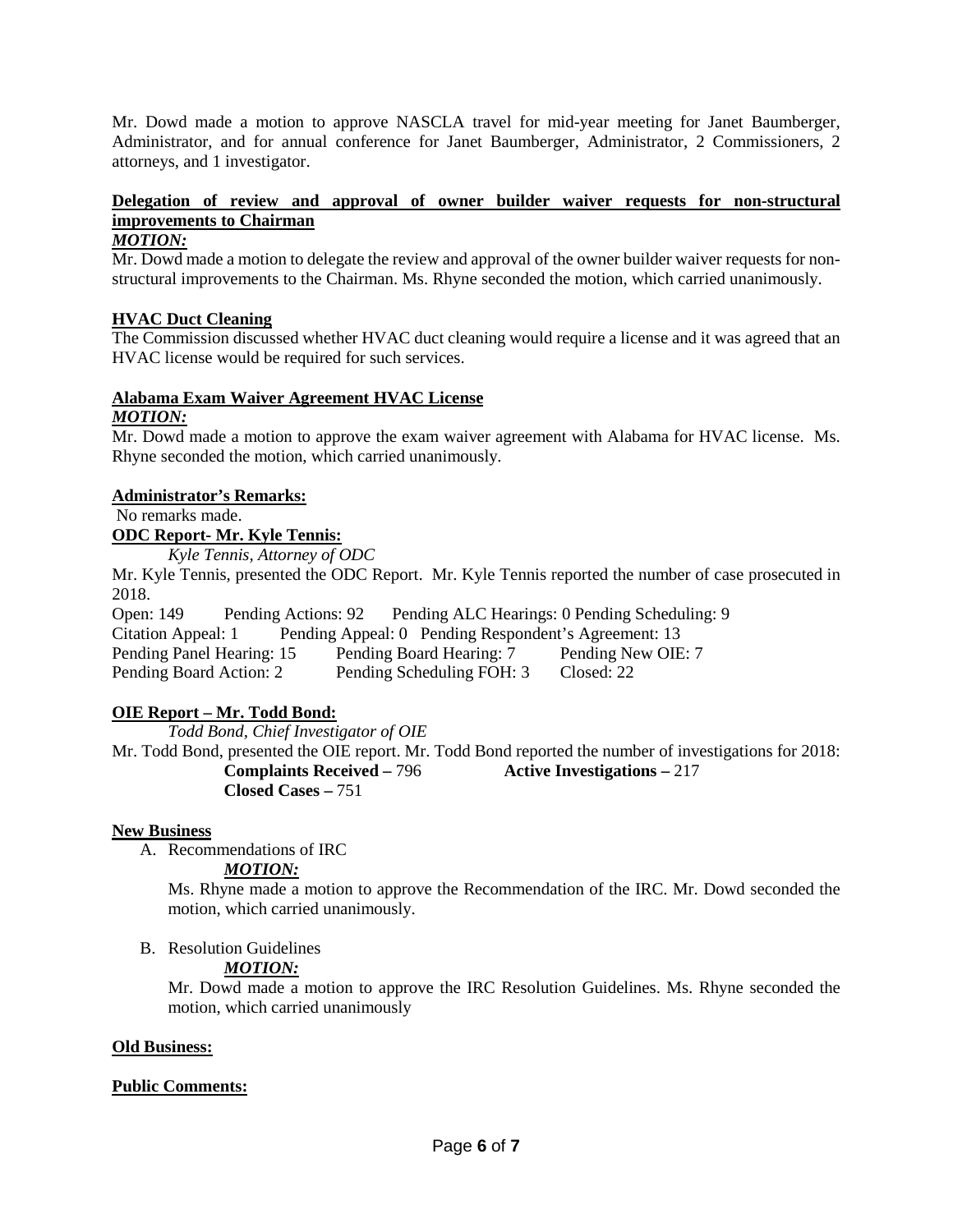Mr. Dowd made a motion to approve NASCLA travel for mid-year meeting for Janet Baumberger, Administrator, and for annual conference for Janet Baumberger, Administrator, 2 Commissioners, 2 attorneys, and 1 investigator.

**Delegation of review and approval of owner builder waiver requests for non-structural improvements to Chairman**

***MOTION:***

Mr. Dowd made a motion to delegate the review and approval of the owner builder waiver requests for non-structural improvements to the Chairman. Ms. Rhyne seconded the motion, which carried unanimously.

**HVAC Duct Cleaning**

The Commission discussed whether HVAC duct cleaning would require a license and it was agreed that an HVAC license would be required for such services.

**Alabama Exam Waiver Agreement HVAC License**

***MOTION:***

Mr. Dowd made a motion to approve the exam waiver agreement with Alabama for HVAC license. Ms. Rhyne seconded the motion, which carried unanimously.

**Administrator's Remarks:**

No remarks made.

**ODC Report- Mr. Kyle Tennis:**

*Kyle Tennis, Attorney of ODC*

Mr. Kyle Tennis, presented the ODC Report. Mr. Kyle Tennis reported the number of case prosecuted in 2018.

Open: 149 Pending Actions: 92 Pending ALC Hearings: 0 Pending Scheduling: 9
Citation Appeal: 1 Pending Appeal: 0 Pending Respondent's Agreement: 13
Pending Panel Hearing: 15 Pending Board Hearing: 7 Pending New OIE: 7
Pending Board Action: 2 Pending Scheduling FOH: 3 Closed: 22

**OIE Report – Mr. Todd Bond:**

*Todd Bond, Chief Investigator of OIE*

Mr. Todd Bond, presented the OIE report. Mr. Todd Bond reported the number of investigations for 2018:

**Complaints Received –** 796 **Active Investigations –** 217
**Closed Cases –** 751

**New Business**

A. Recommendations of IRC

***MOTION:***

Ms. Rhyne made a motion to approve the Recommendation of the IRC. Mr. Dowd seconded the motion, which carried unanimously.

B. Resolution Guidelines

***MOTION:***

Mr. Dowd made a motion to approve the IRC Resolution Guidelines. Ms. Rhyne seconded the motion, which carried unanimously

**Old Business:**

**Public Comments:**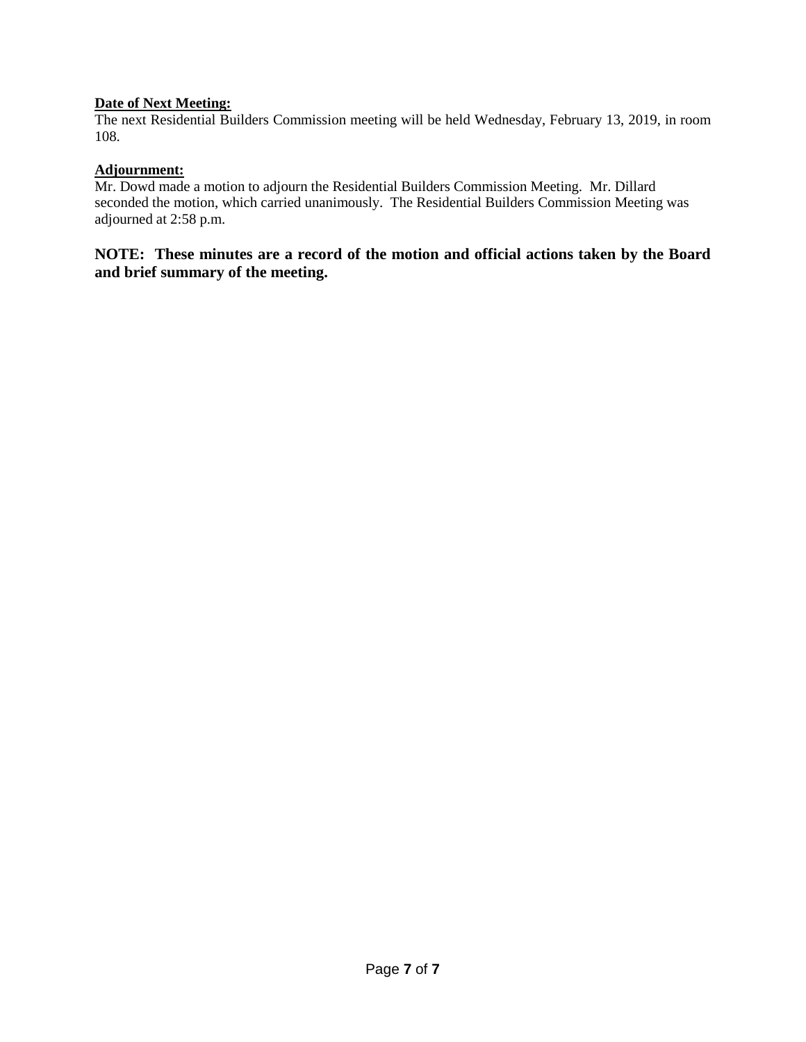**Date of Next Meeting:**

The next Residential Builders Commission meeting will be held Wednesday, February 13, 2019, in room 108.

**Adjournment:**

Mr. Dowd made a motion to adjourn the Residential Builders Commission Meeting. Mr. Dillard seconded the motion, which carried unanimously. The Residential Builders Commission Meeting was adjourned at 2:58 p.m.

**NOTE: These minutes are a record of the motion and official actions taken by the Board and brief summary of the meeting.**